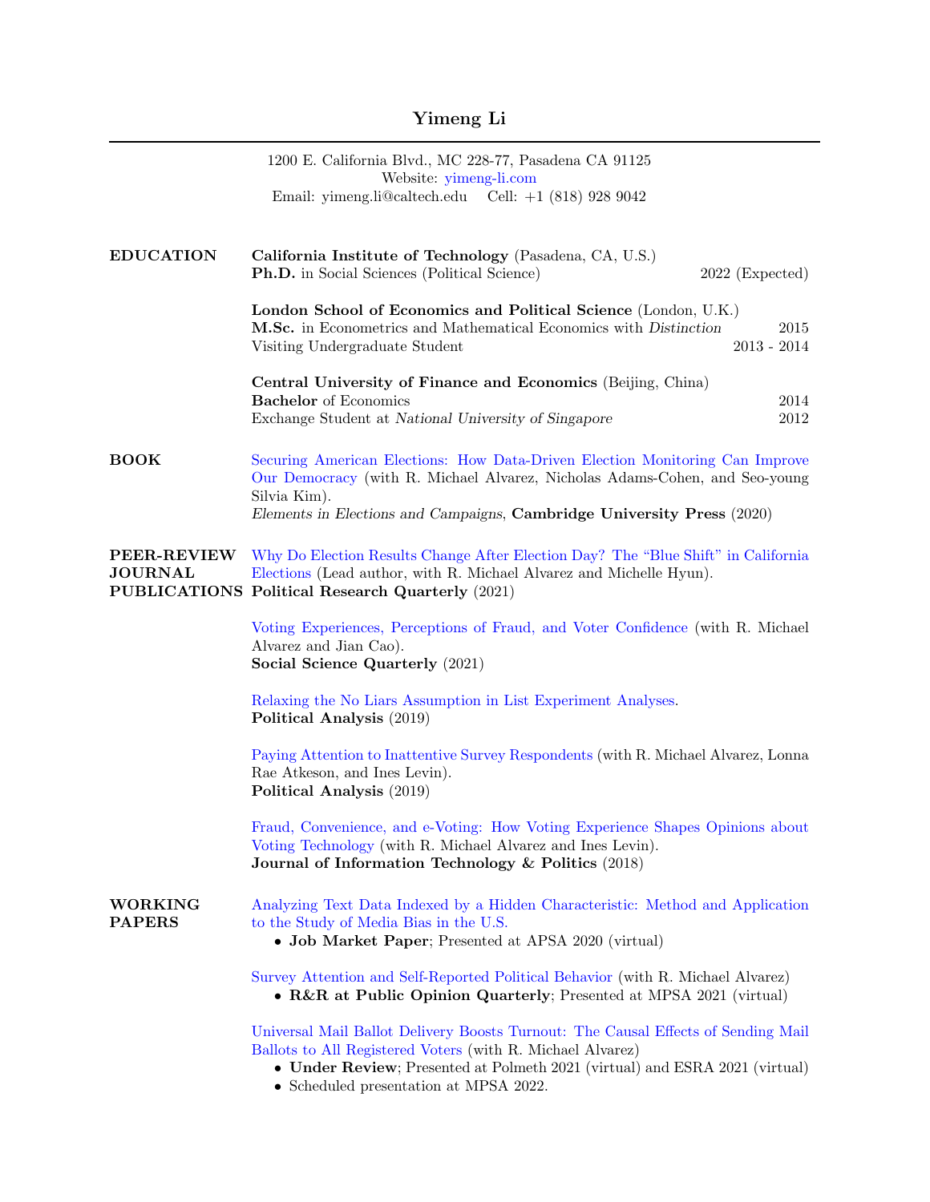# Yimeng Li

1200 E. California Blvd., MC 228-77, Pasadena CA 91125
Website: yimeng-li.com
Email: yimeng.li@caltech.edu Cell: +1 (818) 928 9042

## EDUCATION

**California Institute of Technology** (Pasadena, CA, U.S.)
**Ph.D.** in Social Sciences (Political Science) — 2022 (Expected)

**London School of Economics and Political Science** (London, U.K.)
**M.Sc.** in Econometrics and Mathematical Economics with *Distinction* — 2015
Visiting Undergraduate Student — 2013 - 2014

**Central University of Finance and Economics** (Beijing, China)
**Bachelor** of Economics — 2014
Exchange Student at *National University of Singapore* — 2012

## BOOK

Securing American Elections: How Data-Driven Election Monitoring Can Improve Our Democracy (with R. Michael Alvarez, Nicholas Adams-Cohen, and Seo-young Silvia Kim).
*Elements in Elections and Campaigns*, **Cambridge University Press** (2020)

## PEER-REVIEW JOURNAL PUBLICATIONS

Why Do Election Results Change After Election Day? The "Blue Shift" in California Elections (Lead author, with R. Michael Alvarez and Michelle Hyun).
**Political Research Quarterly** (2021)

Voting Experiences, Perceptions of Fraud, and Voter Confidence (with R. Michael Alvarez and Jian Cao).
**Social Science Quarterly** (2021)

Relaxing the No Liars Assumption in List Experiment Analyses.
**Political Analysis** (2019)

Paying Attention to Inattentive Survey Respondents (with R. Michael Alvarez, Lonna Rae Atkeson, and Ines Levin).
**Political Analysis** (2019)

Fraud, Convenience, and e-Voting: How Voting Experience Shapes Opinions about Voting Technology (with R. Michael Alvarez and Ines Levin).
**Journal of Information Technology & Politics** (2018)

## WORKING PAPERS

Analyzing Text Data Indexed by a Hidden Characteristic: Method and Application to the Study of Media Bias in the U.S.
- **Job Market Paper**; Presented at APSA 2020 (virtual)

Survey Attention and Self-Reported Political Behavior (with R. Michael Alvarez)
- **R&R at Public Opinion Quarterly**; Presented at MPSA 2021 (virtual)

Universal Mail Ballot Delivery Boosts Turnout: The Causal Effects of Sending Mail Ballots to All Registered Voters (with R. Michael Alvarez)
- **Under Review**; Presented at Polmeth 2021 (virtual) and ESRA 2021 (virtual)
- Scheduled presentation at MPSA 2022.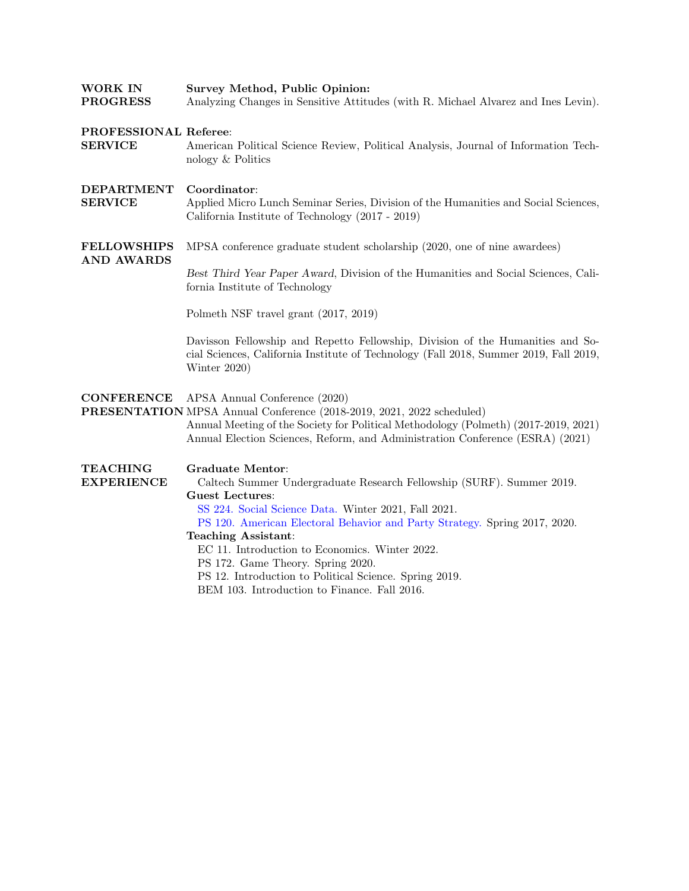## WORK IN PROGRESS

**Survey Method, Public Opinion:**
Analyzing Changes in Sensitive Attitudes (with R. Michael Alvarez and Ines Levin).

## PROFESSIONAL SERVICE

**Referee**:
American Political Science Review, Political Analysis, Journal of Information Technology & Politics

## DEPARTMENT SERVICE

**Coordinator**:
Applied Micro Lunch Seminar Series, Division of the Humanities and Social Sciences, California Institute of Technology (2017 - 2019)

## FELLOWSHIPS AND AWARDS

MPSA conference graduate student scholarship (2020, one of nine awardees)

*Best Third Year Paper Award*, Division of the Humanities and Social Sciences, California Institute of Technology

Polmeth NSF travel grant (2017, 2019)

Davisson Fellowship and Repetto Fellowship, Division of the Humanities and Social Sciences, California Institute of Technology (Fall 2018, Summer 2019, Fall 2019, Winter 2020)

## CONFERENCE PRESENTATION

APSA Annual Conference (2020)
MPSA Annual Conference (2018-2019, 2021, 2022 scheduled)
Annual Meeting of the Society for Political Methodology (Polmeth) (2017-2019, 2021)
Annual Election Sciences, Reform, and Administration Conference (ESRA) (2021)

## TEACHING EXPERIENCE

**Graduate Mentor**:
- Caltech Summer Undergraduate Research Fellowship (SURF). Summer 2019.

**Guest Lectures**:
- SS 224. Social Science Data. Winter 2021, Fall 2021.
- PS 120. American Electoral Behavior and Party Strategy. Spring 2017, 2020.

**Teaching Assistant**:
- EC 11. Introduction to Economics. Winter 2022.
- PS 172. Game Theory. Spring 2020.
- PS 12. Introduction to Political Science. Spring 2019.
- BEM 103. Introduction to Finance. Fall 2016.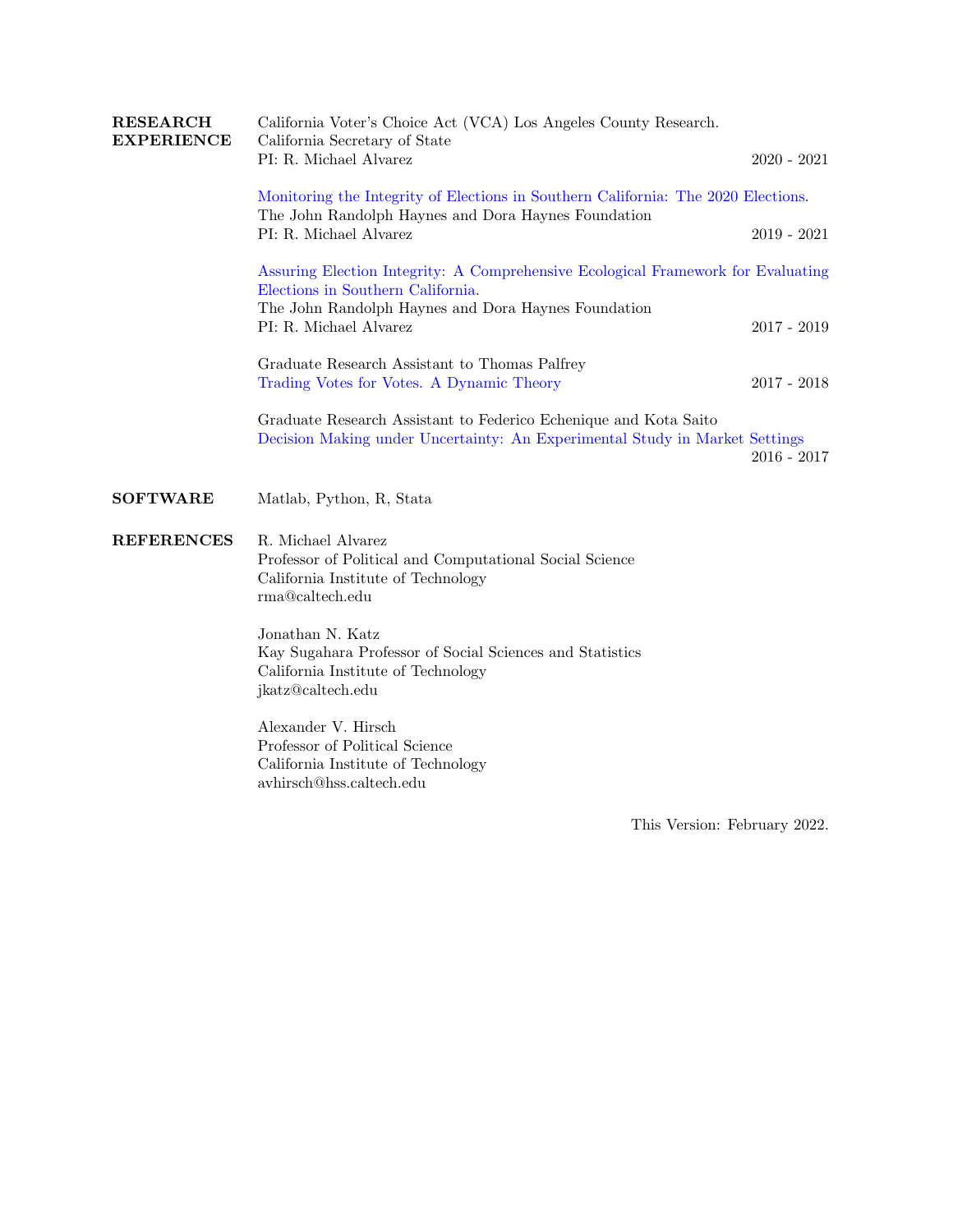## RESEARCH EXPERIENCE

California Voter's Choice Act (VCA) Los Angeles County Research.
California Secretary of State
PI: R. Michael Alvarez — 2020 - 2021

Monitoring the Integrity of Elections in Southern California: The 2020 Elections.
The John Randolph Haynes and Dora Haynes Foundation
PI: R. Michael Alvarez — 2019 - 2021

Assuring Election Integrity: A Comprehensive Ecological Framework for Evaluating Elections in Southern California.
The John Randolph Haynes and Dora Haynes Foundation
PI: R. Michael Alvarez — 2017 - 2019

Graduate Research Assistant to Thomas Palfrey
Trading Votes for Votes. A Dynamic Theory — 2017 - 2018

Graduate Research Assistant to Federico Echenique and Kota Saito
Decision Making under Uncertainty: An Experimental Study in Market Settings
2016 - 2017

## SOFTWARE

Matlab, Python, R, Stata

## REFERENCES

R. Michael Alvarez
Professor of Political and Computational Social Science
California Institute of Technology
rma@caltech.edu

Jonathan N. Katz
Kay Sugahara Professor of Social Sciences and Statistics
California Institute of Technology
jkatz@caltech.edu

Alexander V. Hirsch
Professor of Political Science
California Institute of Technology
avhirsch@hss.caltech.edu

This Version: February 2022.